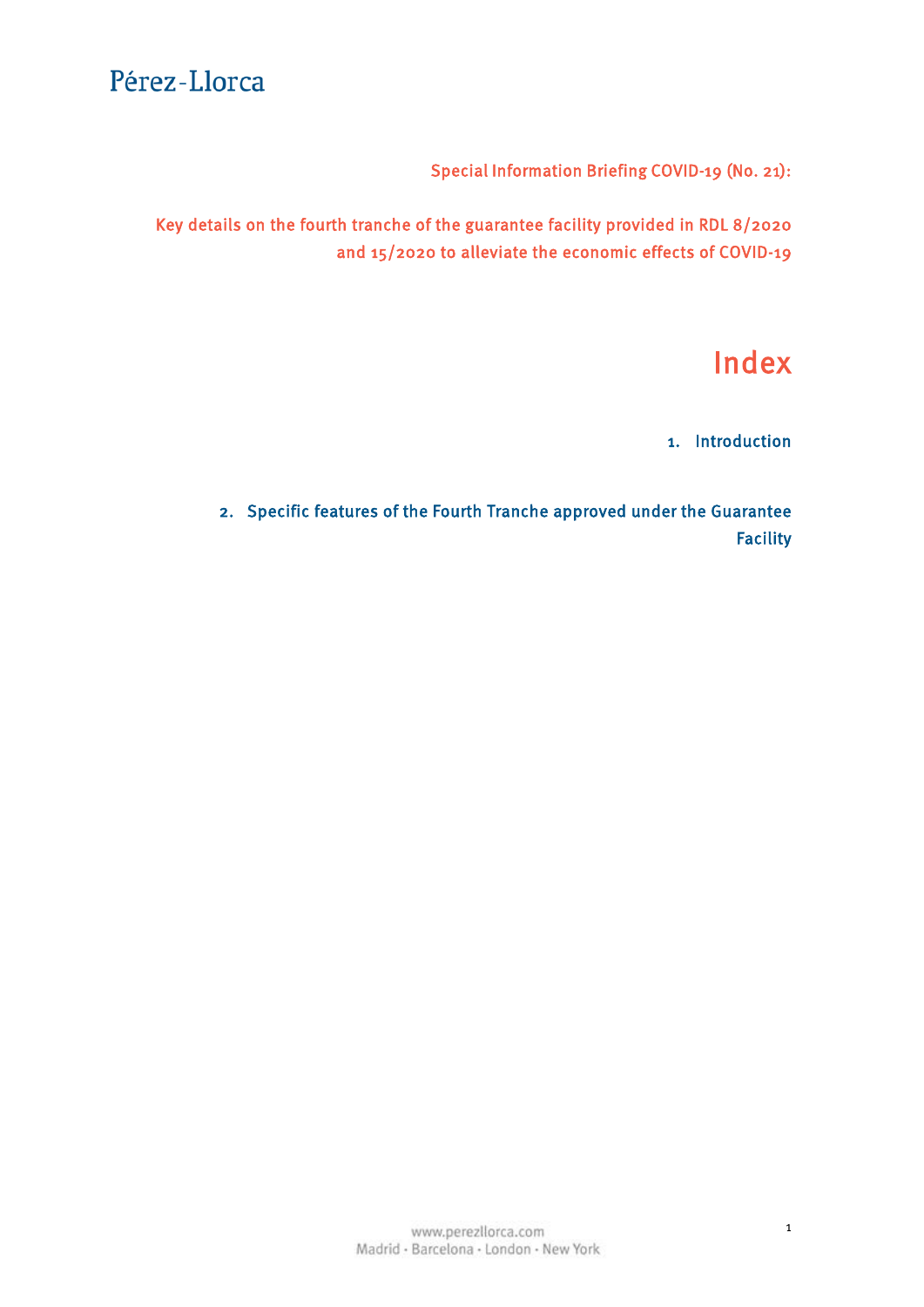Pérez-Llorca

Special Information Briefing COVID-19 (No. 21):

# Key details on the fourth tranche of the guarantee facility provided in RDL 8/2020 and 15/2020 to alleviate the economic effects of COVID-19

## Index

1. Introduction

2. Specific features of the Fourth Tranche approved under the Guarantee Facility

www.perezllorca.com
Madrid · Barcelona · London · New York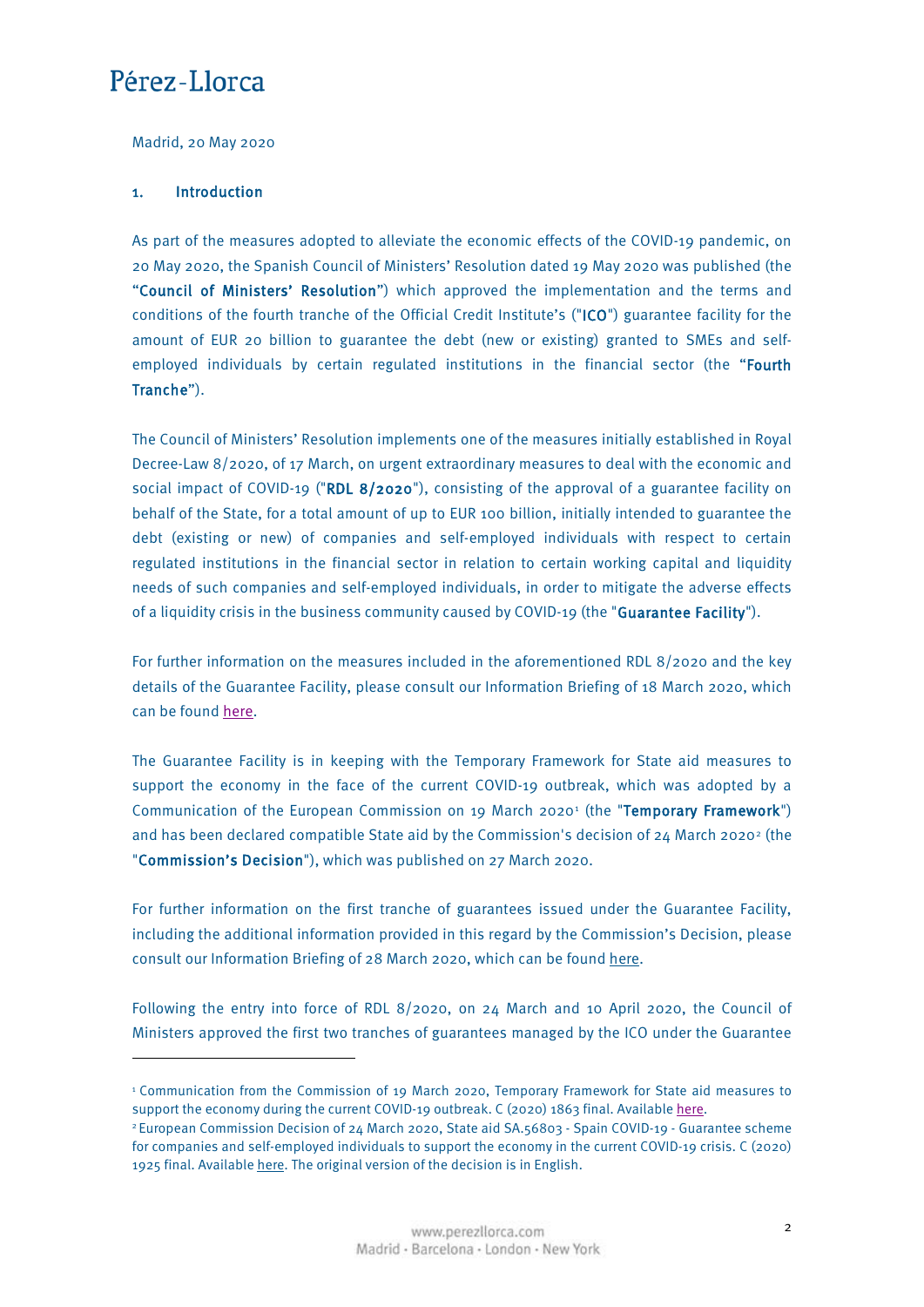Pérez-Llorca

Madrid, 20 May 2020

## 1. Introduction

As part of the measures adopted to alleviate the economic effects of the COVID-19 pandemic, on 20 May 2020, the Spanish Council of Ministers' Resolution dated 19 May 2020 was published (the "**Council of Ministers' Resolution**") which approved the implementation and the terms and conditions of the fourth tranche of the Official Credit Institute's ("**ICO**") guarantee facility for the amount of EUR 20 billion to guarantee the debt (new or existing) granted to SMEs and self-employed individuals by certain regulated institutions in the financial sector (the "**Fourth Tranche**").

The Council of Ministers' Resolution implements one of the measures initially established in Royal Decree-Law 8/2020, of 17 March, on urgent extraordinary measures to deal with the economic and social impact of COVID-19 ("**RDL 8/2020**"), consisting of the approval of a guarantee facility on behalf of the State, for a total amount of up to EUR 100 billion, initially intended to guarantee the debt (existing or new) of companies and self-employed individuals with respect to certain regulated institutions in the financial sector in relation to certain working capital and liquidity needs of such companies and self-employed individuals, in order to mitigate the adverse effects of a liquidity crisis in the business community caused by COVID-19 (the "**Guarantee Facility**").

For further information on the measures included in the aforementioned RDL 8/2020 and the key details of the Guarantee Facility, please consult our Information Briefing of 18 March 2020, which can be found here.

The Guarantee Facility is in keeping with the Temporary Framework for State aid measures to support the economy in the face of the current COVID-19 outbreak, which was adopted by a Communication of the European Commission on 19 March 2020[1] (the "**Temporary Framework**") and has been declared compatible State aid by the Commission's decision of 24 March 2020[2] (the "**Commission's Decision**"), which was published on 27 March 2020.

For further information on the first tranche of guarantees issued under the Guarantee Facility, including the additional information provided in this regard by the Commission's Decision, please consult our Information Briefing of 28 March 2020, which can be found here.

Following the entry into force of RDL 8/2020, on 24 March and 10 April 2020, the Council of Ministers approved the first two tranches of guarantees managed by the ICO under the Guarantee

---

[1] Communication from the Commission of 19 March 2020, Temporary Framework for State aid measures to support the economy during the current COVID-19 outbreak. C (2020) 1863 final. Available here.

[2] European Commission Decision of 24 March 2020, State aid SA.56803 - Spain COVID-19 - Guarantee scheme for companies and self-employed individuals to support the economy in the current COVID-19 crisis. C (2020) 1925 final. Available here. The original version of the decision is in English.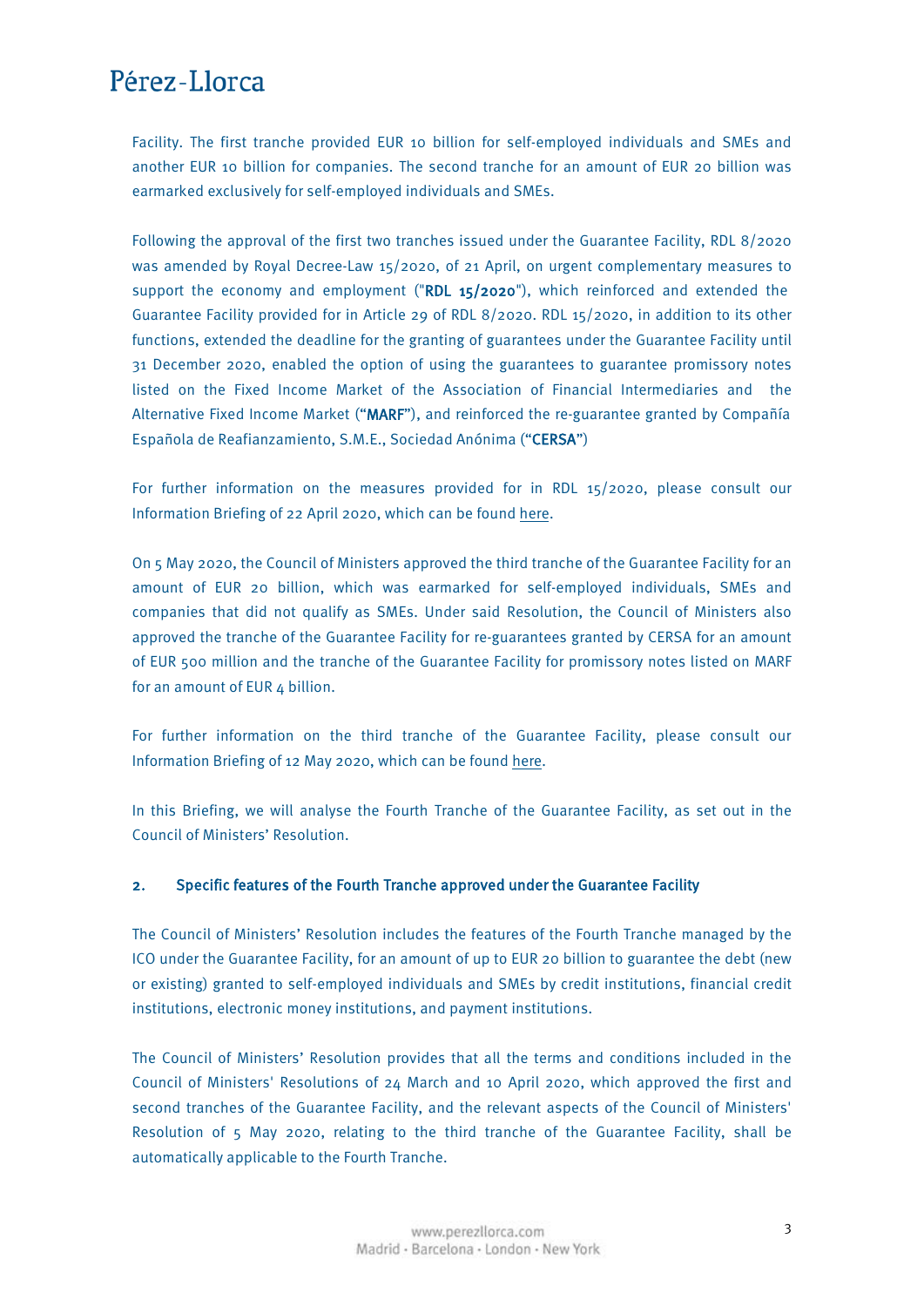Facility. The first tranche provided EUR 10 billion for self-employed individuals and SMEs and another EUR 10 billion for companies. The second tranche for an amount of EUR 20 billion was earmarked exclusively for self-employed individuals and SMEs.

Following the approval of the first two tranches issued under the Guarantee Facility, RDL 8/2020 was amended by Royal Decree-Law 15/2020, of 21 April, on urgent complementary measures to support the economy and employment ("**RDL 15/2020**"), which reinforced and extended the Guarantee Facility provided for in Article 29 of RDL 8/2020. RDL 15/2020, in addition to its other functions, extended the deadline for the granting of guarantees under the Guarantee Facility until 31 December 2020, enabled the option of using the guarantees to guarantee promissory notes listed on the Fixed Income Market of the Association of Financial Intermediaries and the Alternative Fixed Income Market ("**MARF**"), and reinforced the re-guarantee granted by Compañía Española de Reafianzamiento, S.M.E., Sociedad Anónima ("**CERSA**")

For further information on the measures provided for in RDL 15/2020, please consult our Information Briefing of 22 April 2020, which can be found here.

On 5 May 2020, the Council of Ministers approved the third tranche of the Guarantee Facility for an amount of EUR 20 billion, which was earmarked for self-employed individuals, SMEs and companies that did not qualify as SMEs. Under said Resolution, the Council of Ministers also approved the tranche of the Guarantee Facility for re-guarantees granted by CERSA for an amount of EUR 500 million and the tranche of the Guarantee Facility for promissory notes listed on MARF for an amount of EUR 4 billion.

For further information on the third tranche of the Guarantee Facility, please consult our Information Briefing of 12 May 2020, which can be found here.

In this Briefing, we will analyse the Fourth Tranche of the Guarantee Facility, as set out in the Council of Ministers' Resolution.

## 2. Specific features of the Fourth Tranche approved under the Guarantee Facility

The Council of Ministers' Resolution includes the features of the Fourth Tranche managed by the ICO under the Guarantee Facility, for an amount of up to EUR 20 billion to guarantee the debt (new or existing) granted to self-employed individuals and SMEs by credit institutions, financial credit institutions, electronic money institutions, and payment institutions.

The Council of Ministers' Resolution provides that all the terms and conditions included in the Council of Ministers' Resolutions of 24 March and 10 April 2020, which approved the first and second tranches of the Guarantee Facility, and the relevant aspects of the Council of Ministers' Resolution of 5 May 2020, relating to the third tranche of the Guarantee Facility, shall be automatically applicable to the Fourth Tranche.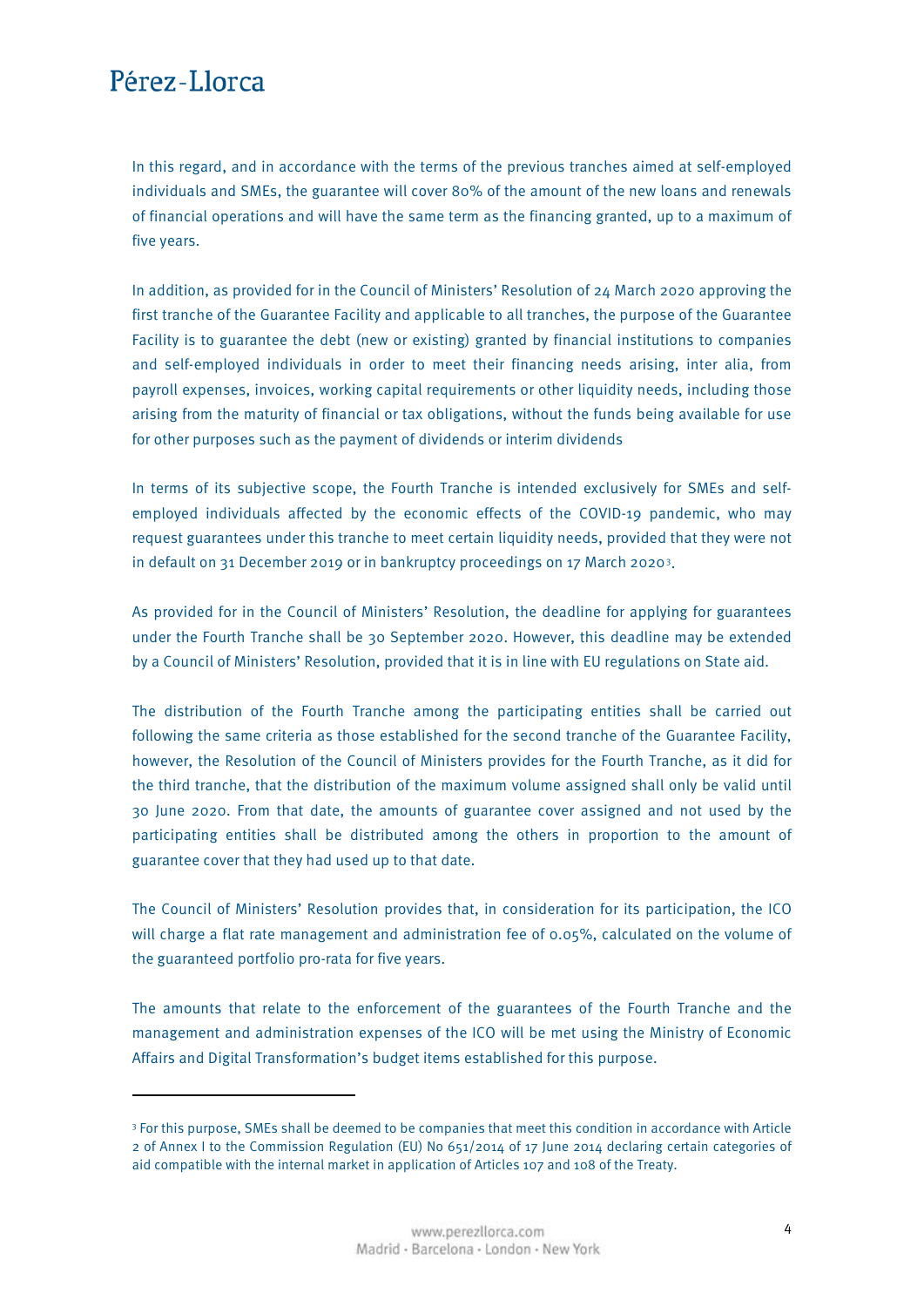In this regard, and in accordance with the terms of the previous tranches aimed at self-employed individuals and SMEs, the guarantee will cover 80% of the amount of the new loans and renewals of financial operations and will have the same term as the financing granted, up to a maximum of five years.

In addition, as provided for in the Council of Ministers' Resolution of 24 March 2020 approving the first tranche of the Guarantee Facility and applicable to all tranches, the purpose of the Guarantee Facility is to guarantee the debt (new or existing) granted by financial institutions to companies and self-employed individuals in order to meet their financing needs arising, inter alia, from payroll expenses, invoices, working capital requirements or other liquidity needs, including those arising from the maturity of financial or tax obligations, without the funds being available for use for other purposes such as the payment of dividends or interim dividends

In terms of its subjective scope, the Fourth Tranche is intended exclusively for SMEs and self-employed individuals affected by the economic effects of the COVID-19 pandemic, who may request guarantees under this tranche to meet certain liquidity needs, provided that they were not in default on 31 December 2019 or in bankruptcy proceedings on 17 March 2020[3].

As provided for in the Council of Ministers' Resolution, the deadline for applying for guarantees under the Fourth Tranche shall be 30 September 2020. However, this deadline may be extended by a Council of Ministers' Resolution, provided that it is in line with EU regulations on State aid.

The distribution of the Fourth Tranche among the participating entities shall be carried out following the same criteria as those established for the second tranche of the Guarantee Facility, however, the Resolution of the Council of Ministers provides for the Fourth Tranche, as it did for the third tranche, that the distribution of the maximum volume assigned shall only be valid until 30 June 2020. From that date, the amounts of guarantee cover assigned and not used by the participating entities shall be distributed among the others in proportion to the amount of guarantee cover that they had used up to that date.

The Council of Ministers' Resolution provides that, in consideration for its participation, the ICO will charge a flat rate management and administration fee of 0.05%, calculated on the volume of the guaranteed portfolio pro-rata for five years.

The amounts that relate to the enforcement of the guarantees of the Fourth Tranche and the management and administration expenses of the ICO will be met using the Ministry of Economic Affairs and Digital Transformation's budget items established for this purpose.

---

[3] For this purpose, SMEs shall be deemed to be companies that meet this condition in accordance with Article 2 of Annex I to the Commission Regulation (EU) No 651/2014 of 17 June 2014 declaring certain categories of aid compatible with the internal market in application of Articles 107 and 108 of the Treaty.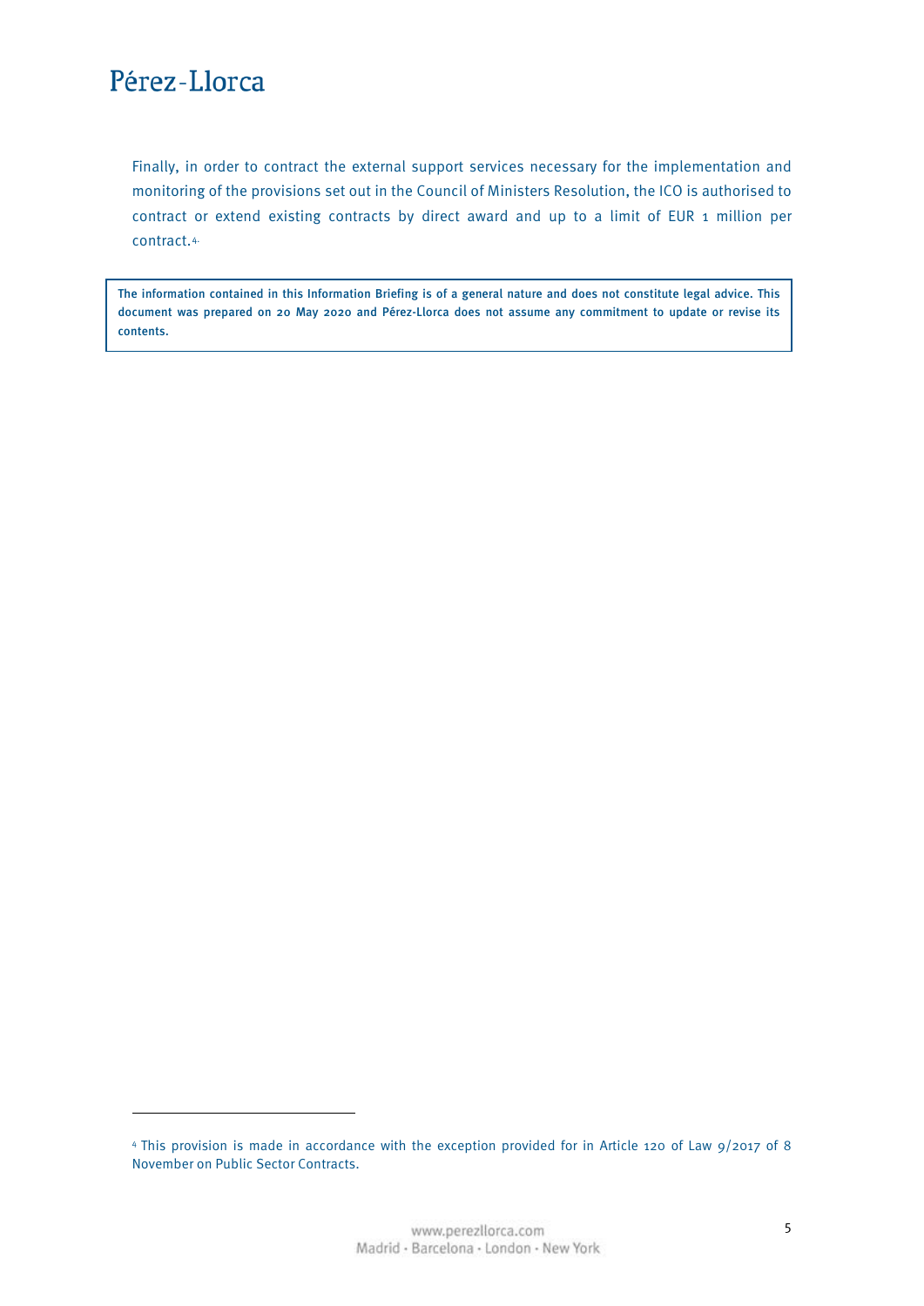Finally, in order to contract the external support services necessary for the implementation and monitoring of the provisions set out in the Council of Ministers Resolution, the ICO is authorised to contract or extend existing contracts by direct award and up to a limit of EUR 1 million per contract.[4]

**The information contained in this Information Briefing is of a general nature and does not constitute legal advice. This document was prepared on 20 May 2020 and Pérez-Llorca does not assume any commitment to update or revise its contents.**

---

[4] This provision is made in accordance with the exception provided for in Article 120 of Law 9/2017 of 8 November on Public Sector Contracts.